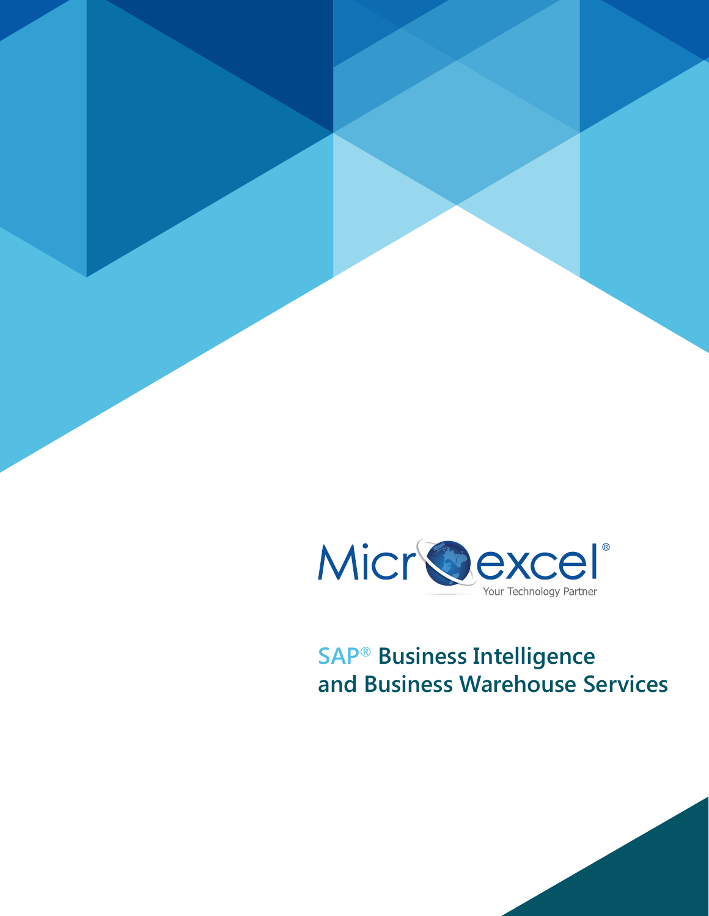Micrℴexcel®

Your Technology Partner

# SAP® Business Intelligence and Business Warehouse Services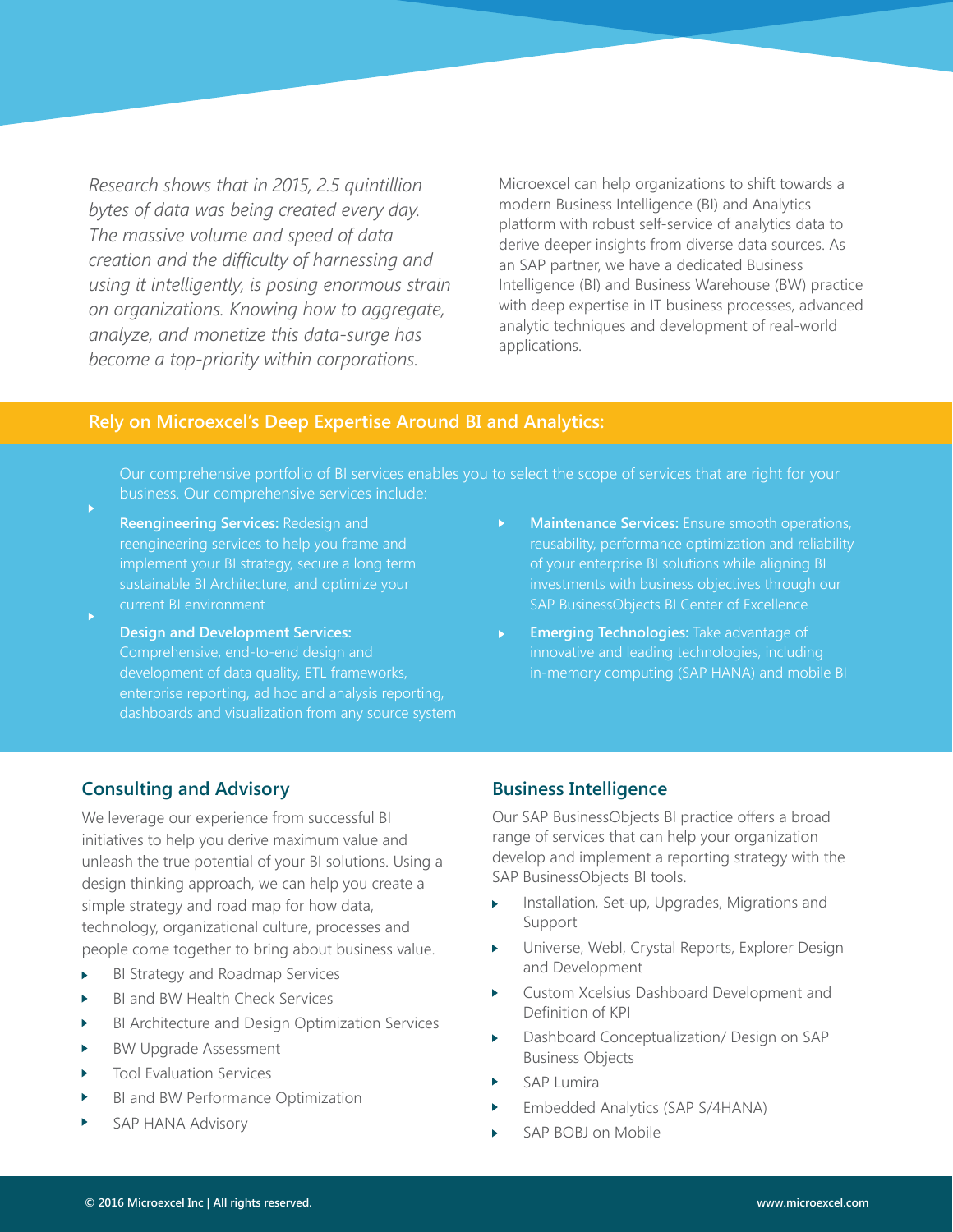*Research shows that in 2015, 2.5 quintillion bytes of data was being created every day. The massive volume and speed of data creation and the difficulty of harnessing and using it intelligently, is posing enormous strain on organizations. Knowing how to aggregate, analyze, and monetize this data-surge has become a top-priority within corporations.*

Microexcel can help organizations to shift towards a modern Business Intelligence (BI) and Analytics platform with robust self-service of analytics data to derive deeper insights from diverse data sources. As an SAP partner, we have a dedicated Business Intelligence (BI) and Business Warehouse (BW) practice with deep expertise in IT business processes, advanced analytic techniques and development of real-world applications.

## Rely on Microexcel's Deep Expertise Around BI and Analytics:

Our comprehensive portfolio of BI services enables you to select the scope of services that are right for your business. Our comprehensive services include:

- **Reengineering Services:** Redesign and reengineering services to help you frame and implement your BI strategy, secure a long term sustainable BI Architecture, and optimize your current BI environment
- **Design and Development Services:** Comprehensive, end-to-end design and development of data quality, ETL frameworks, enterprise reporting, ad hoc and analysis reporting, dashboards and visualization from any source system
- **Maintenance Services:** Ensure smooth operations, reusability, performance optimization and reliability of your enterprise BI solutions while aligning BI investments with business objectives through our SAP BusinessObjects BI Center of Excellence
- **Emerging Technologies:** Take advantage of innovative and leading technologies, including in-memory computing (SAP HANA) and mobile BI

## Consulting and Advisory

We leverage our experience from successful BI initiatives to help you derive maximum value and unleash the true potential of your BI solutions. Using a design thinking approach, we can help you create a simple strategy and road map for how data, technology, organizational culture, processes and people come together to bring about business value.

- BI Strategy and Roadmap Services
- BI and BW Health Check Services
- BI Architecture and Design Optimization Services
- BW Upgrade Assessment
- Tool Evaluation Services
- BI and BW Performance Optimization
- SAP HANA Advisory

## Business Intelligence

Our SAP BusinessObjects BI practice offers a broad range of services that can help your organization develop and implement a reporting strategy with the SAP BusinessObjects BI tools.

- Installation, Set-up, Upgrades, Migrations and Support
- Universe, WebI, Crystal Reports, Explorer Design and Development
- Custom Xcelsius Dashboard Development and Definition of KPI
- Dashboard Conceptualization/ Design on SAP Business Objects
- SAP Lumira
- Embedded Analytics (SAP S/4HANA)
- SAP BOBJ on Mobile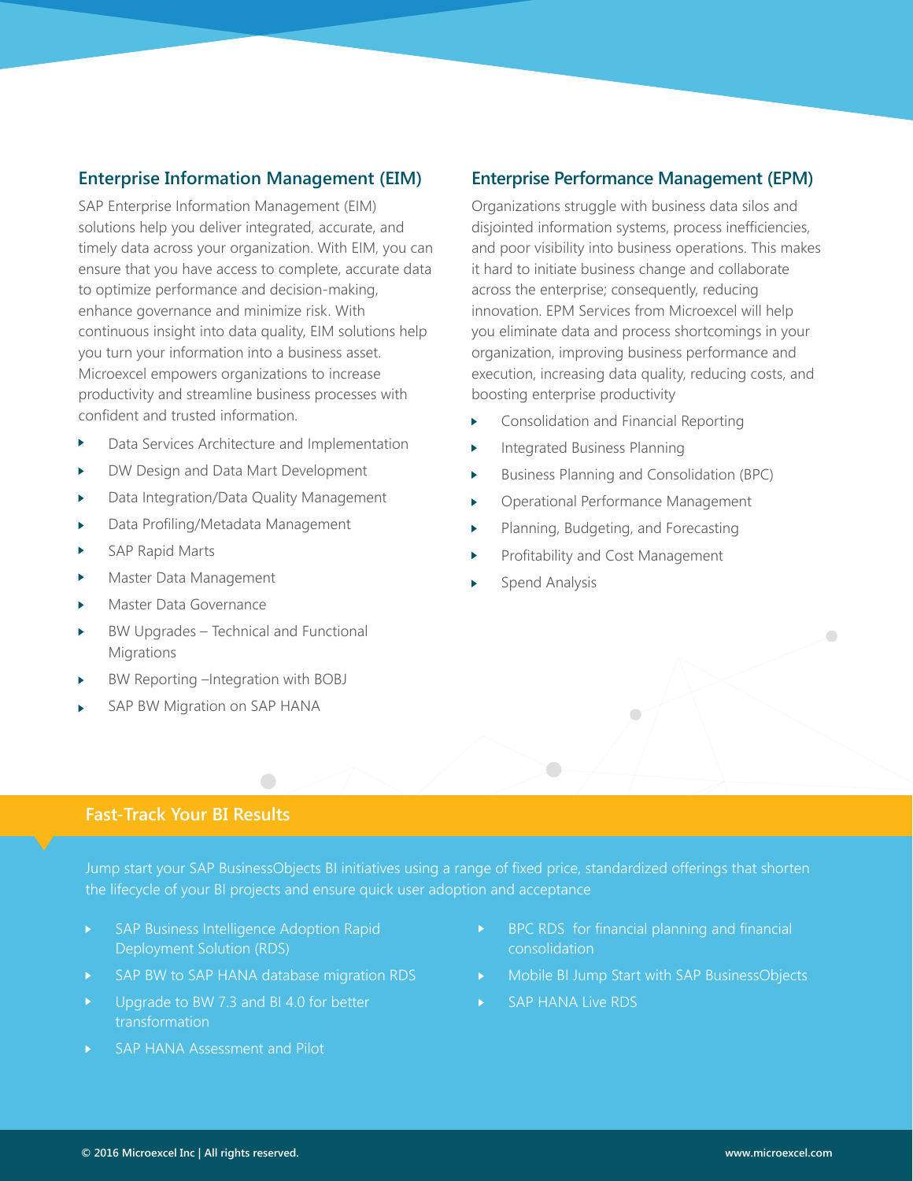## Enterprise Information Management (EIM)

SAP Enterprise Information Management (EIM) solutions help you deliver integrated, accurate, and timely data across your organization. With EIM, you can ensure that you have access to complete, accurate data to optimize performance and decision-making, enhance governance and minimize risk. With continuous insight into data quality, EIM solutions help you turn your information into a business asset. Microexcel empowers organizations to increase productivity and streamline business processes with confident and trusted information.

- Data Services Architecture and Implementation
- DW Design and Data Mart Development
- Data Integration/Data Quality Management
- Data Profiling/Metadata Management
- SAP Rapid Marts
- Master Data Management
- Master Data Governance
- BW Upgrades – Technical and Functional Migrations
- BW Reporting –Integration with BOBJ
- SAP BW Migration on SAP HANA

## Enterprise Performance Management (EPM)

Organizations struggle with business data silos and disjointed information systems, process inefficiencies, and poor visibility into business operations. This makes it hard to initiate business change and collaborate across the enterprise; consequently, reducing innovation. EPM Services from Microexcel will help you eliminate data and process shortcomings in your organization, improving business performance and execution, increasing data quality, reducing costs, and boosting enterprise productivity

- Consolidation and Financial Reporting
- Integrated Business Planning
- Business Planning and Consolidation (BPC)
- Operational Performance Management
- Planning, Budgeting, and Forecasting
- Profitability and Cost Management
- Spend Analysis

## Fast-Track Your BI Results

Jump start your SAP BusinessObjects BI initiatives using a range of fixed price, standardized offerings that shorten the lifecycle of your BI projects and ensure quick user adoption and acceptance

- SAP Business Intelligence Adoption Rapid Deployment Solution (RDS)
- SAP BW to SAP HANA database migration RDS
- Upgrade to BW 7.3 and BI 4.0 for better transformation
- SAP HANA Assessment and Pilot
- BPC RDS for financial planning and financial consolidation
- Mobile BI Jump Start with SAP BusinessObjects
- SAP HANA Live RDS

© 2016 Microexcel Inc | All rights reserved. www.microexcel.com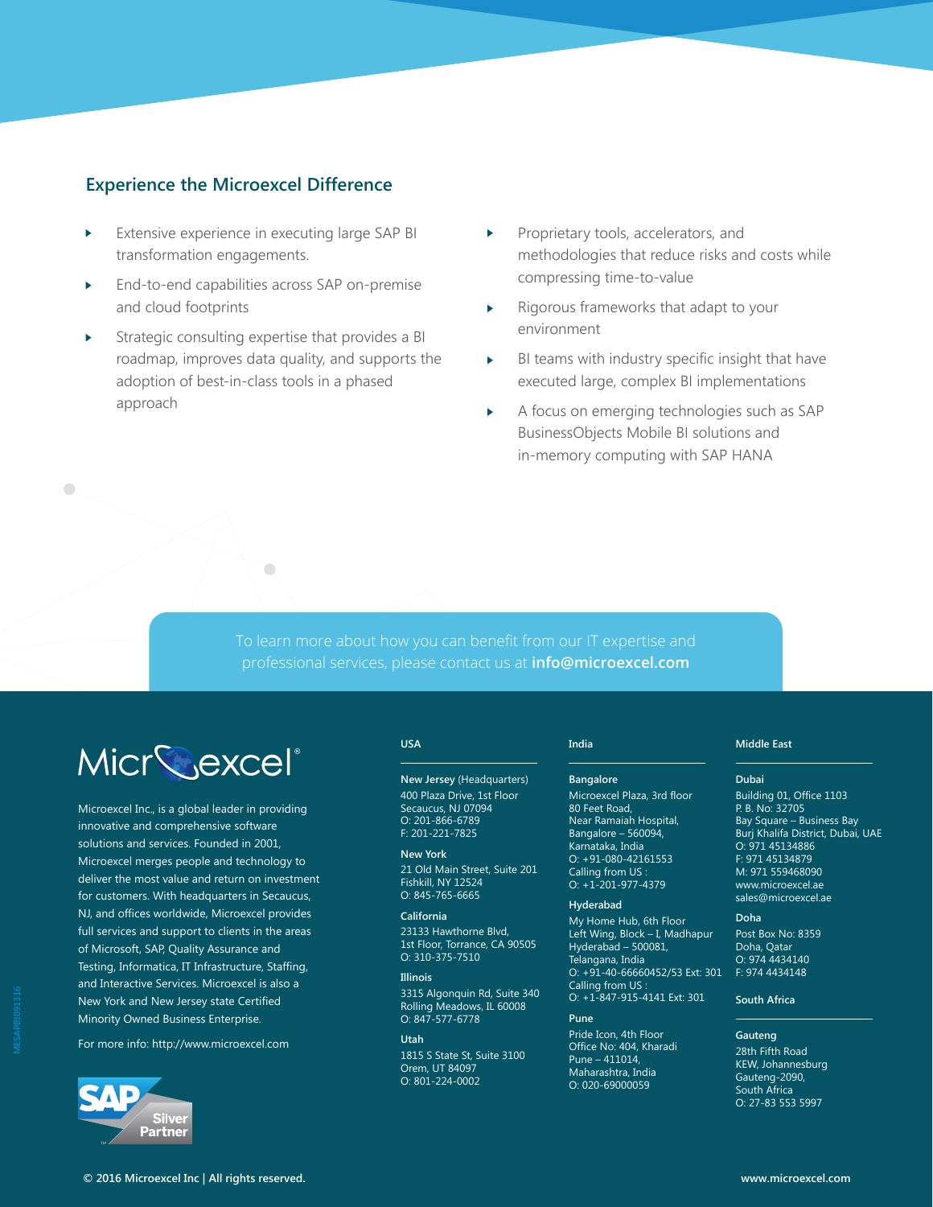## Experience the Microexcel Difference

- Extensive experience in executing large SAP BI transformation engagements.
- End-to-end capabilities across SAP on-premise and cloud footprints
- Strategic consulting expertise that provides a BI roadmap, improves data quality, and supports the adoption of best-in-class tools in a phased approach
- Proprietary tools, accelerators, and methodologies that reduce risks and costs while compressing time-to-value
- Rigorous frameworks that adapt to your environment
- BI teams with industry specific insight that have executed large, complex BI implementations
- A focus on emerging technologies such as SAP BusinessObjects Mobile BI solutions and in-memory computing with SAP HANA

To learn more about how you can benefit from our IT expertise and professional services, please contact us at **info@microexcel.com**

Microexcel Inc., is a global leader in providing innovative and comprehensive software solutions and services. Founded in 2001, Microexcel merges people and technology to deliver the most value and return on investment for customers. With headquarters in Secaucus, NJ, and offices worldwide, Microexcel provides full services and support to clients in the areas of Microsoft, SAP, Quality Assurance and Testing, Informatica, IT Infrastructure, Staffing, and Interactive Services. Microexcel is also a New York and New Jersey state Certified Minority Owned Business Enterprise.

For more info: http://www.microexcel.com

### USA

**New Jersey** (Headquarters)
400 Plaza Drive, 1st Floor
Secaucus, NJ 07094
O: 201-866-6789
F: 201-221-7825

**New York**
21 Old Main Street, Suite 201
Fishkill, NY 12524
O: 845-765-6665

**California**
23133 Hawthorne Blvd,
1st Floor, Torrance, CA 90505
O: 310-375-7510

**Illinois**
3315 Algonquin Rd, Suite 340
Rolling Meadows, IL 60008
O: 847-577-6778

**Utah**
1815 S State St, Suite 3100
Orem, UT 84097
O: 801-224-0002

### India

**Bangalore**
Microexcel Plaza, 3rd floor
80 Feet Road,
Near Ramaiah Hospital,
Bangalore – 560094,
Karnataka, India
O: +91-080-42161553
Calling from US :
O: +1-201-977-4379

**Hyderabad**
My Home Hub, 6th Floor
Left Wing, Block – I, Madhapur
Hyderabad – 500081,
Telangana, India
O: +91-40-66660452/53 Ext: 301
Calling from US :
O: +1-847-915-4141 Ext: 301

**Pune**
Pride Icon, 4th Floor
Office No: 404, Kharadi
Pune – 411014,
Maharashtra, India
O: 020-69000059

### Middle East

**Dubai**
Building 01, Office 1103
P. B. No: 32705
Bay Square – Business Bay
Burj Khalifa District, Dubai, UAE
O: 971 45134886
F: 971 45134879
M: 971 559468090
www.microexcel.ae
sales@microexcel.ae

**Doha**
Post Box No: 8359
Doha, Qatar
O: 974 4434140
F: 974 4434148

### South Africa

**Gauteng**
28th Fifth Road
KEW, Johannesburg
Gauteng-2090,
South Africa
O: 27-83 553 5997

MESAPBI091316

© 2016 Microexcel Inc | All rights reserved.

www.microexcel.com